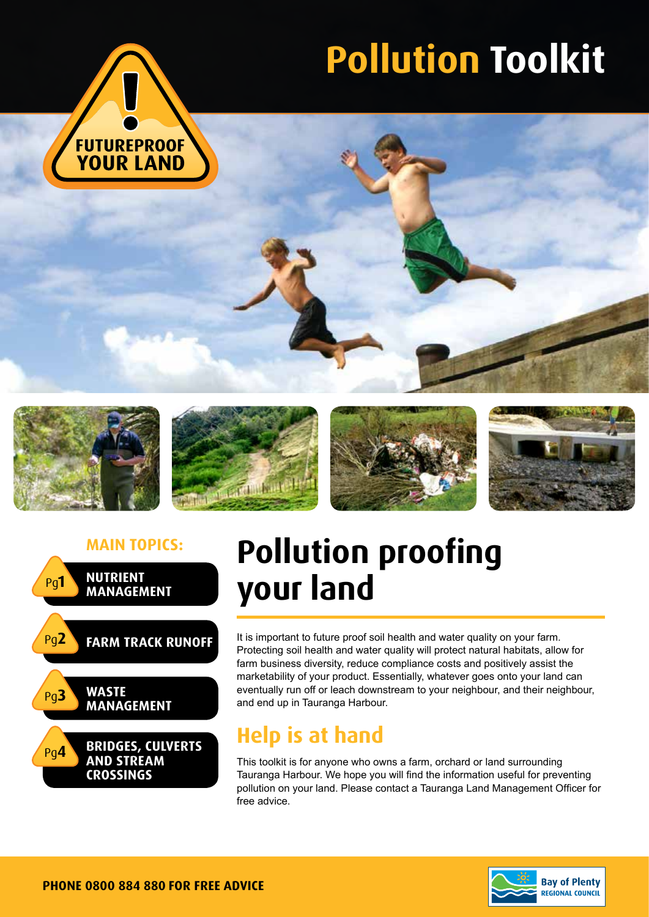# Pollution Toolkit

FUTUREPROOF YOUR LAND

**MAIN TOPICS:**

- Pg1 **NUTRIENT MANAGEMENT**
- Pg2 **FARM TRACK RUNOFF**
- Pg3 **WASTE MANAGEMENT**
- Pg4 **BRIDGES, CULVERTS AND STREAM CROSSINGS**

## Pollution proofing your land

It is important to future proof soil health and water quality on your farm. Protecting soil health and water quality will protect natural habitats, allow for farm business diversity, reduce compliance costs and positively assist the marketability of your product. Essentially, whatever goes onto your land can eventually run off or leach downstream to your neighbour, and their neighbour, and end up in Tauranga Harbour.

## Help is at hand

This toolkit is for anyone who owns a farm, orchard or land surrounding Tauranga Harbour. We hope you will find the information useful for preventing pollution on your land. Please contact a Tauranga Land Management Officer for free advice.

**PHONE 0800 884 880 FOR FREE ADVICE**

Bay of Plenty REGIONAL COUNCIL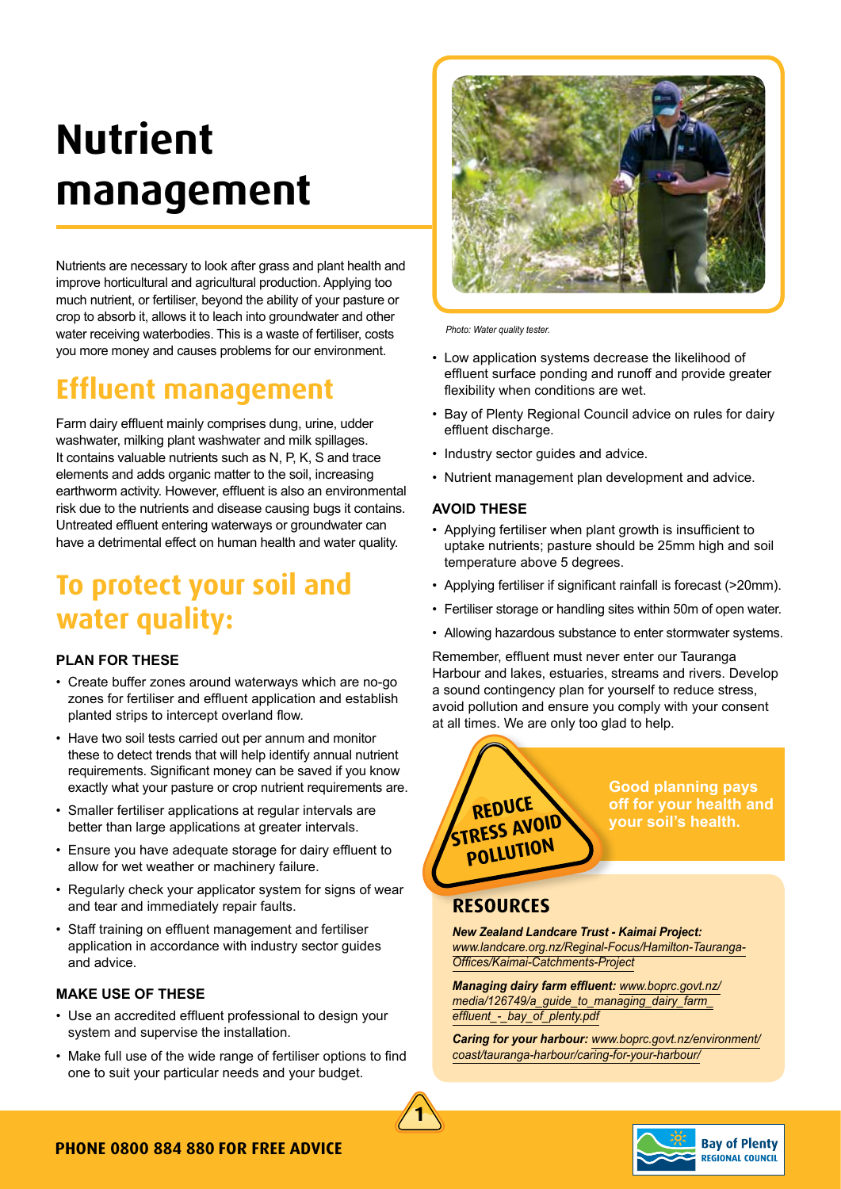# Nutrient management

Nutrients are necessary to look after grass and plant health and improve horticultural and agricultural production. Applying too much nutrient, or fertiliser, beyond the ability of your pasture or crop to absorb it, allows it to leach into groundwater and other water receiving waterbodies. This is a waste of fertiliser, costs you more money and causes problems for our environment.

## Effluent management

Farm dairy effluent mainly comprises dung, urine, udder washwater, milking plant washwater and milk spillages. It contains valuable nutrients such as N, P, K, S and trace elements and adds organic matter to the soil, increasing earthworm activity. However, effluent is also an environmental risk due to the nutrients and disease causing bugs it contains. Untreated effluent entering waterways or groundwater can have a detrimental effect on human health and water quality.

## To protect your soil and water quality:

### PLAN FOR THESE

- Create buffer zones around waterways which are no-go zones for fertiliser and effluent application and establish planted strips to intercept overland flow.
- Have two soil tests carried out per annum and monitor these to detect trends that will help identify annual nutrient requirements. Significant money can be saved if you know exactly what your pasture or crop nutrient requirements are.
- Smaller fertiliser applications at regular intervals are better than large applications at greater intervals.
- Ensure you have adequate storage for dairy effluent to allow for wet weather or machinery failure.
- Regularly check your applicator system for signs of wear and tear and immediately repair faults.
- Staff training on effluent management and fertiliser application in accordance with industry sector guides and advice.

### MAKE USE OF THESE

- Use an accredited effluent professional to design your system and supervise the installation.
- Make full use of the wide range of fertiliser options to find one to suit your particular needs and your budget.

*Photo: Water quality tester.*

- Low application systems decrease the likelihood of effluent surface ponding and runoff and provide greater flexibility when conditions are wet.
- Bay of Plenty Regional Council advice on rules for dairy effluent discharge.
- Industry sector guides and advice.
- Nutrient management plan development and advice.

### AVOID THESE

- Applying fertiliser when plant growth is insufficient to uptake nutrients; pasture should be 25mm high and soil temperature above 5 degrees.
- Applying fertiliser if significant rainfall is forecast (>20mm).
- Fertiliser storage or handling sites within 50m of open water.
- Allowing hazardous substance to enter stormwater systems.

Remember, effluent must never enter our Tauranga Harbour and lakes, estuaries, streams and rivers. Develop a sound contingency plan for yourself to reduce stress, avoid pollution and ensure you comply with your consent at all times. We are only too glad to help.

**REDUCE STRESS AVOID POLLUTION**

**Good planning pays off for your health and your soil's health.**

## RESOURCES

***New Zealand Landcare Trust - Kaimai Project:*** *www.landcare.org.nz/Reginal-Focus/Hamilton-Tauranga-Offices/Kaimai-Catchments-Project*

***Managing dairy farm effluent:*** *www.boprc.govt.nz/media/126749/a_guide_to_managing_dairy_farm_effluent_-_bay_of_plenty.pdf*

***Caring for your harbour:*** *www.boprc.govt.nz/environment/coast/tauranga-harbour/caring-for-your-harbour/*

**PHONE 0800 884 880 FOR FREE ADVICE**

Bay of Plenty REGIONAL COUNCIL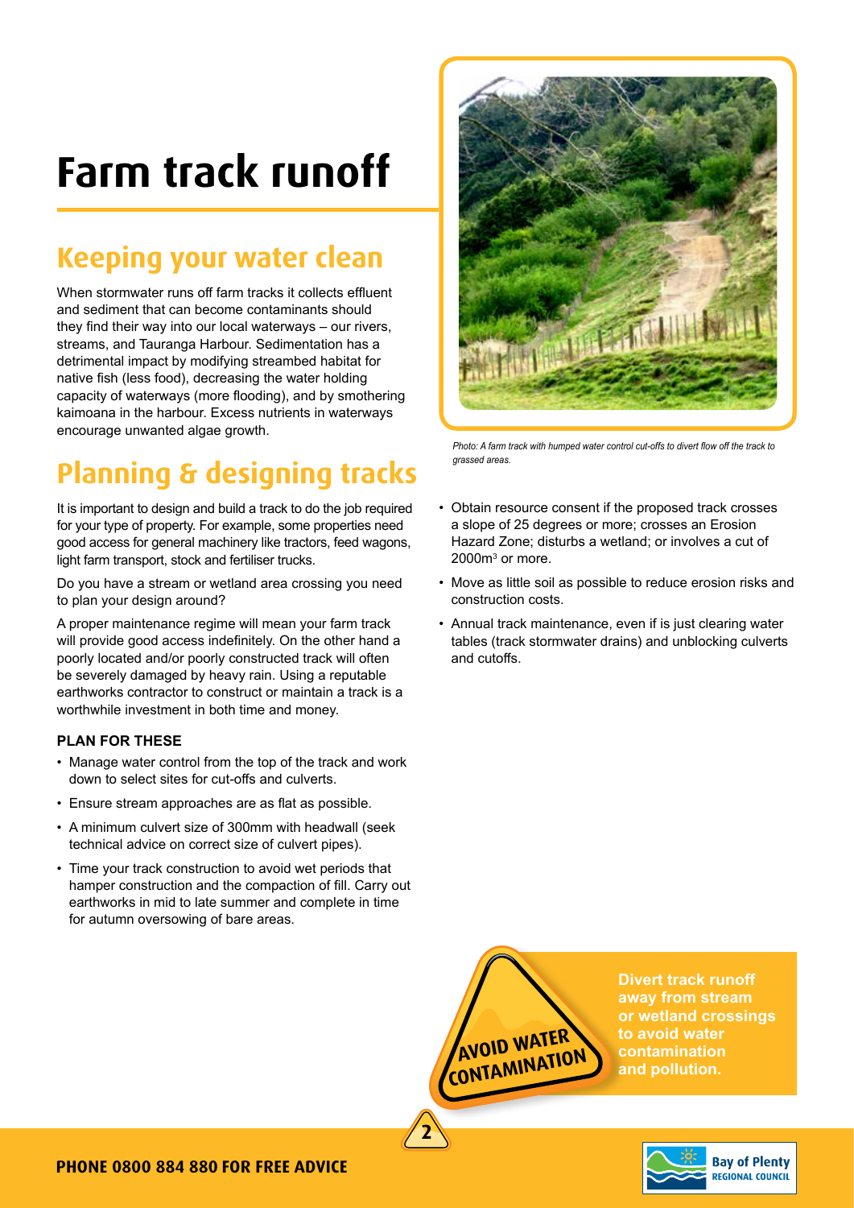# Farm track runoff

## Keeping your water clean

When stormwater runs off farm tracks it collects effluent and sediment that can become contaminants should they find their way into our local waterways – our rivers, streams, and Tauranga Harbour. Sedimentation has a detrimental impact by modifying streambed habitat for native fish (less food), decreasing the water holding capacity of waterways (more flooding), and by smothering kaimoana in the harbour. Excess nutrients in waterways encourage unwanted algae growth.

## Planning & designing tracks

It is important to design and build a track to do the job required for your type of property. For example, some properties need good access for general machinery like tractors, feed wagons, light farm transport, stock and fertiliser trucks.

Do you have a stream or wetland area crossing you need to plan your design around?

A proper maintenance regime will mean your farm track will provide good access indefinitely. On the other hand a poorly located and/or poorly constructed track will often be severely damaged by heavy rain. Using a reputable earthworks contractor to construct or maintain a track is a worthwhile investment in both time and money.

### PLAN FOR THESE

- Manage water control from the top of the track and work down to select sites for cut-offs and culverts.
- Ensure stream approaches are as flat as possible.
- A minimum culvert size of 300mm with headwall (seek technical advice on correct size of culvert pipes).
- Time your track construction to avoid wet periods that hamper construction and the compaction of fill. Carry out earthworks in mid to late summer and complete in time for autumn oversowing of bare areas.

*Photo: A farm track with humped water control cut-offs to divert flow off the track to grassed areas.*

- Obtain resource consent if the proposed track crosses a slope of 25 degrees or more; crosses an Erosion Hazard Zone; disturbs a wetland; or involves a cut of 2000m$^3$ or more.
- Move as little soil as possible to reduce erosion risks and construction costs.
- Annual track maintenance, even if is just clearing water tables (track stormwater drains) and unblocking culverts and cutoffs.

**AVOID WATER CONTAMINATION**

**Divert track runoff away from stream or wetland crossings to avoid water contamination and pollution.**

**PHONE 0800 884 880 FOR FREE ADVICE**

Bay of Plenty Regional Council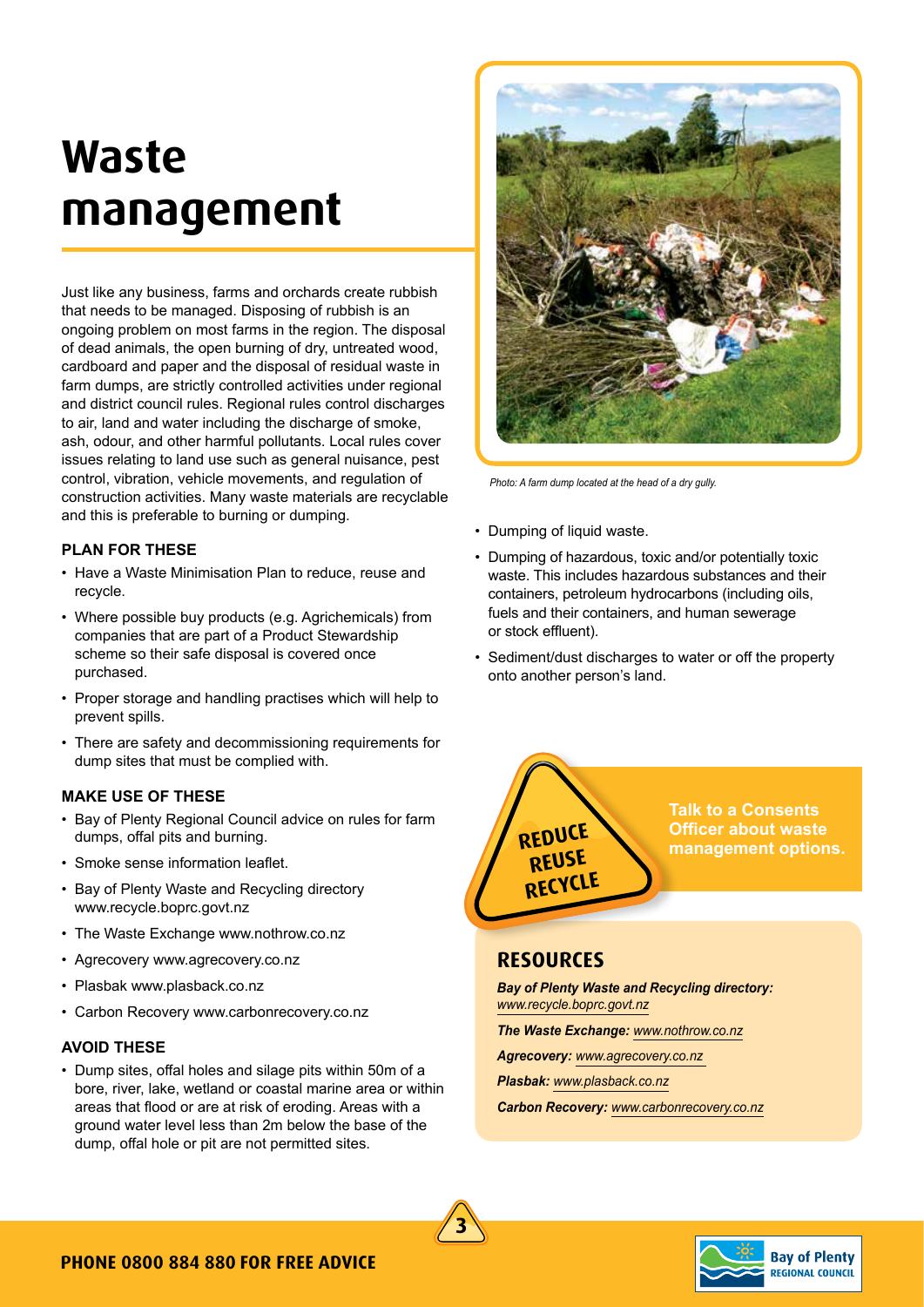# Waste management

Just like any business, farms and orchards create rubbish that needs to be managed. Disposing of rubbish is an ongoing problem on most farms in the region. The disposal of dead animals, the open burning of dry, untreated wood, cardboard and paper and the disposal of residual waste in farm dumps, are strictly controlled activities under regional and district council rules. Regional rules control discharges to air, land and water including the discharge of smoke, ash, odour, and other harmful pollutants. Local rules cover issues relating to land use such as general nuisance, pest control, vibration, vehicle movements, and regulation of construction activities. Many waste materials are recyclable and this is preferable to burning or dumping.

### PLAN FOR THESE

- Have a Waste Minimisation Plan to reduce, reuse and recycle.
- Where possible buy products (e.g. Agrichemicals) from companies that are part of a Product Stewardship scheme so their safe disposal is covered once purchased.
- Proper storage and handling practises which will help to prevent spills.
- There are safety and decommissioning requirements for dump sites that must be complied with.

### MAKE USE OF THESE

- Bay of Plenty Regional Council advice on rules for farm dumps, offal pits and burning.
- Smoke sense information leaflet.
- Bay of Plenty Waste and Recycling directory www.recycle.boprc.govt.nz
- The Waste Exchange www.nothrow.co.nz
- Agrecovery www.agrecovery.co.nz
- Plasbak www.plasback.co.nz
- Carbon Recovery www.carbonrecovery.co.nz

### AVOID THESE

- Dump sites, offal holes and silage pits within 50m of a bore, river, lake, wetland or coastal marine area or within areas that flood or are at risk of eroding. Areas with a ground water level less than 2m below the base of the dump, offal hole or pit are not permitted sites.
- Dumping of liquid waste.
- Dumping of hazardous, toxic and/or potentially toxic waste. This includes hazardous substances and their containers, petroleum hydrocarbons (including oils, fuels and their containers, and human sewerage or stock effluent).
- Sediment/dust discharges to water or off the property onto another person's land.

*Photo: A farm dump located at the head of a dry gully.*

REDUCE
REUSE
RECYCLE

**Talk to a Consents Officer about waste management options.**

## RESOURCES

***Bay of Plenty Waste and Recycling directory:*** *www.recycle.boprc.govt.nz*

***The Waste Exchange:*** *www.nothrow.co.nz*

***Agrecovery:*** *www.agrecovery.co.nz*

***Plasbak:*** *www.plasback.co.nz*

***Carbon Recovery:*** *www.carbonrecovery.co.nz*

**PHONE 0800 884 880 FOR FREE ADVICE**

Bay of Plenty REGIONAL COUNCIL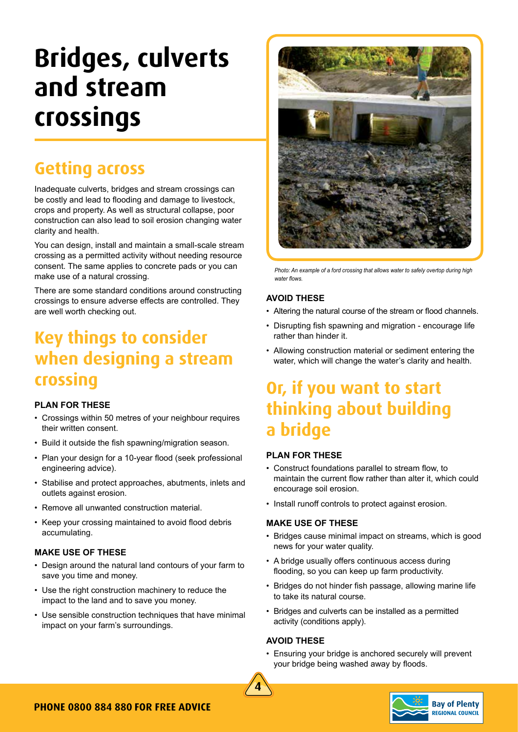# Bridges, culverts and stream crossings

## Getting across

Inadequate culverts, bridges and stream crossings can be costly and lead to flooding and damage to livestock, crops and property. As well as structural collapse, poor construction can also lead to soil erosion changing water clarity and health.

You can design, install and maintain a small-scale stream crossing as a permitted activity without needing resource consent. The same applies to concrete pads or you can make use of a natural crossing.

There are some standard conditions around constructing crossings to ensure adverse effects are controlled. They are well worth checking out.

## Key things to consider when designing a stream crossing

### PLAN FOR THESE

- Crossings within 50 metres of your neighbour requires their written consent.
- Build it outside the fish spawning/migration season.
- Plan your design for a 10-year flood (seek professional engineering advice).
- Stabilise and protect approaches, abutments, inlets and outlets against erosion.
- Remove all unwanted construction material.
- Keep your crossing maintained to avoid flood debris accumulating.

### MAKE USE OF THESE

- Design around the natural land contours of your farm to save you time and money.
- Use the right construction machinery to reduce the impact to the land and to save you money.
- Use sensible construction techniques that have minimal impact on your farm's surroundings.

*Photo: An example of a ford crossing that allows water to safely overtop during high water flows.*

### AVOID THESE

- Altering the natural course of the stream or flood channels.
- Disrupting fish spawning and migration - encourage life rather than hinder it.
- Allowing construction material or sediment entering the water, which will change the water's clarity and health.

## Or, if you want to start thinking about building a bridge

### PLAN FOR THESE

- Construct foundations parallel to stream flow, to maintain the current flow rather than alter it, which could encourage soil erosion.
- Install runoff controls to protect against erosion.

### MAKE USE OF THESE

- Bridges cause minimal impact on streams, which is good news for your water quality.
- A bridge usually offers continuous access during flooding, so you can keep up farm productivity.
- Bridges do not hinder fish passage, allowing marine life to take its natural course.
- Bridges and culverts can be installed as a permitted activity (conditions apply).

### AVOID THESE

- Ensuring your bridge is anchored securely will prevent your bridge being washed away by floods.

**PHONE 0800 884 880 FOR FREE ADVICE**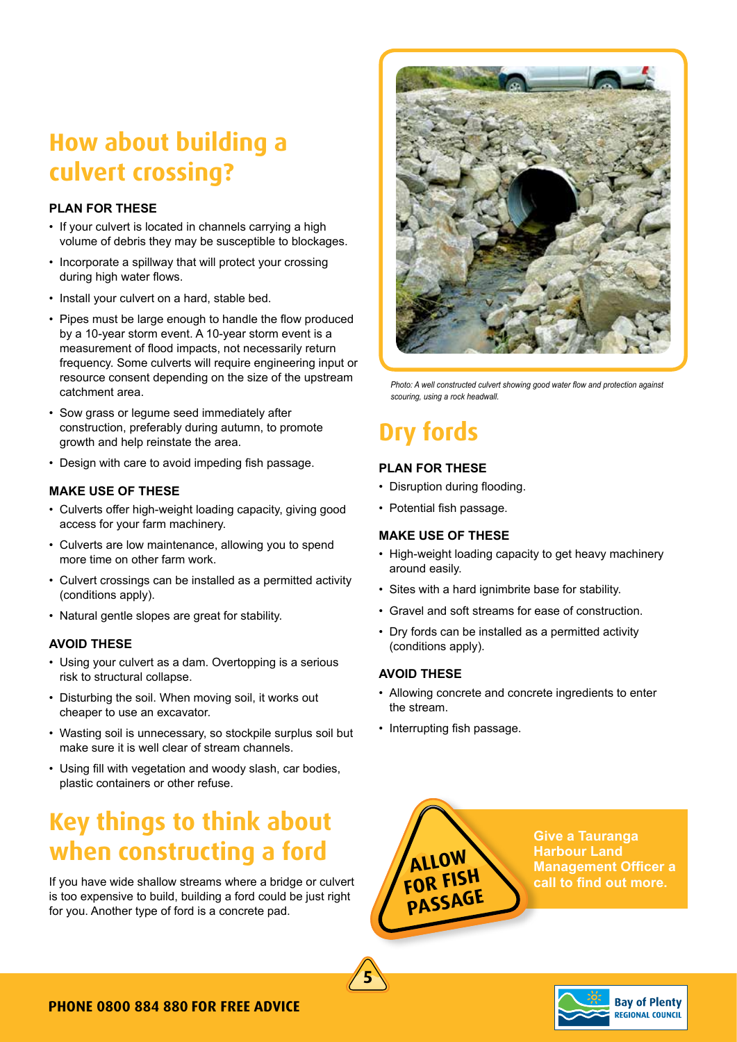## How about building a culvert crossing?

### PLAN FOR THESE

- If your culvert is located in channels carrying a high volume of debris they may be susceptible to blockages.
- Incorporate a spillway that will protect your crossing during high water flows.
- Install your culvert on a hard, stable bed.
- Pipes must be large enough to handle the flow produced by a 10-year storm event. A 10-year storm event is a measurement of flood impacts, not necessarily return frequency. Some culverts will require engineering input or resource consent depending on the size of the upstream catchment area.
- Sow grass or legume seed immediately after construction, preferably during autumn, to promote growth and help reinstate the area.
- Design with care to avoid impeding fish passage.

### MAKE USE OF THESE

- Culverts offer high-weight loading capacity, giving good access for your farm machinery.
- Culverts are low maintenance, allowing you to spend more time on other farm work.
- Culvert crossings can be installed as a permitted activity (conditions apply).
- Natural gentle slopes are great for stability.

### AVOID THESE

- Using your culvert as a dam. Overtopping is a serious risk to structural collapse.
- Disturbing the soil. When moving soil, it works out cheaper to use an excavator.
- Wasting soil is unnecessary, so stockpile surplus soil but make sure it is well clear of stream channels.
- Using fill with vegetation and woody slash, car bodies, plastic containers or other refuse.

## Key things to think about when constructing a ford

If you have wide shallow streams where a bridge or culvert is too expensive to build, building a ford could be just right for you. Another type of ford is a concrete pad.

*Photo: A well constructed culvert showing good water flow and protection against scouring, using a rock headwall.*

## Dry fords

### PLAN FOR THESE

- Disruption during flooding.
- Potential fish passage.

### MAKE USE OF THESE

- High-weight loading capacity to get heavy machinery around easily.
- Sites with a hard ignimbrite base for stability.
- Gravel and soft streams for ease of construction.
- Dry fords can be installed as a permitted activity (conditions apply).

### AVOID THESE

- Allowing concrete and concrete ingredients to enter the stream.
- Interrupting fish passage.

ALLOW FOR FISH PASSAGE

**Give a Tauranga Harbour Land Management Officer a call to find out more.**

**PHONE 0800 884 880 FOR FREE ADVICE**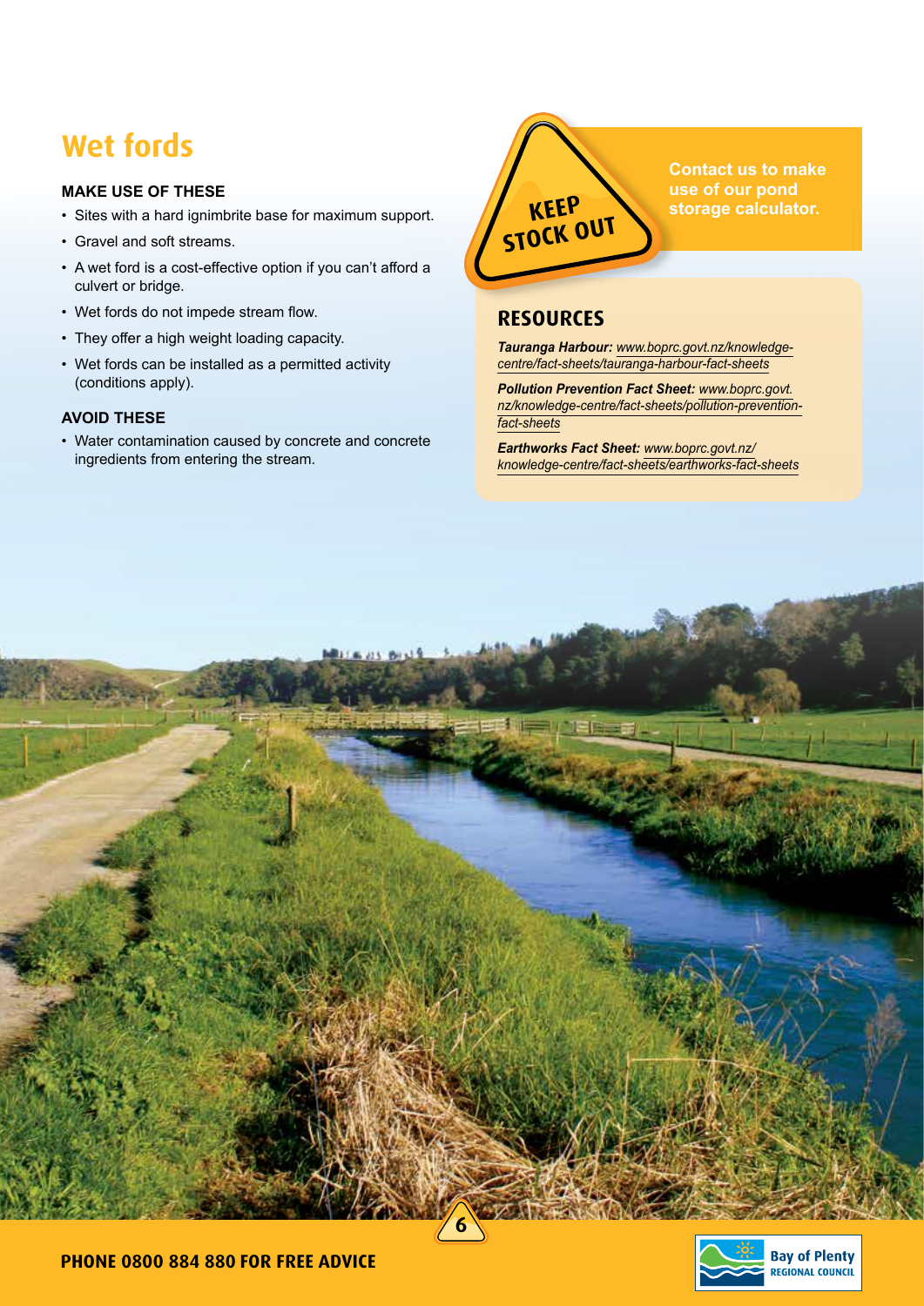# Wet fords

### MAKE USE OF THESE

- Sites with a hard ignimbrite base for maximum support.
- Gravel and soft streams.
- A wet ford is a cost-effective option if you can't afford a culvert or bridge.
- Wet fords do not impede stream flow.
- They offer a high weight loading capacity.
- Wet fords can be installed as a permitted activity (conditions apply).

### AVOID THESE

- Water contamination caused by concrete and concrete ingredients from entering the stream.

KEEP STOCK OUT

**Contact us to make use of our pond storage calculator.**

## RESOURCES

***Tauranga Harbour:*** *www.boprc.govt.nz/knowledge-centre/fact-sheets/tauranga-harbour-fact-sheets*

***Pollution Prevention Fact Sheet:*** *www.boprc.govt.nz/knowledge-centre/fact-sheets/pollution-prevention-fact-sheets*

***Earthworks Fact Sheet:*** *www.boprc.govt.nz/knowledge-centre/fact-sheets/earthworks-fact-sheets*

**PHONE 0800 884 880 FOR FREE ADVICE**

Bay of Plenty REGIONAL COUNCIL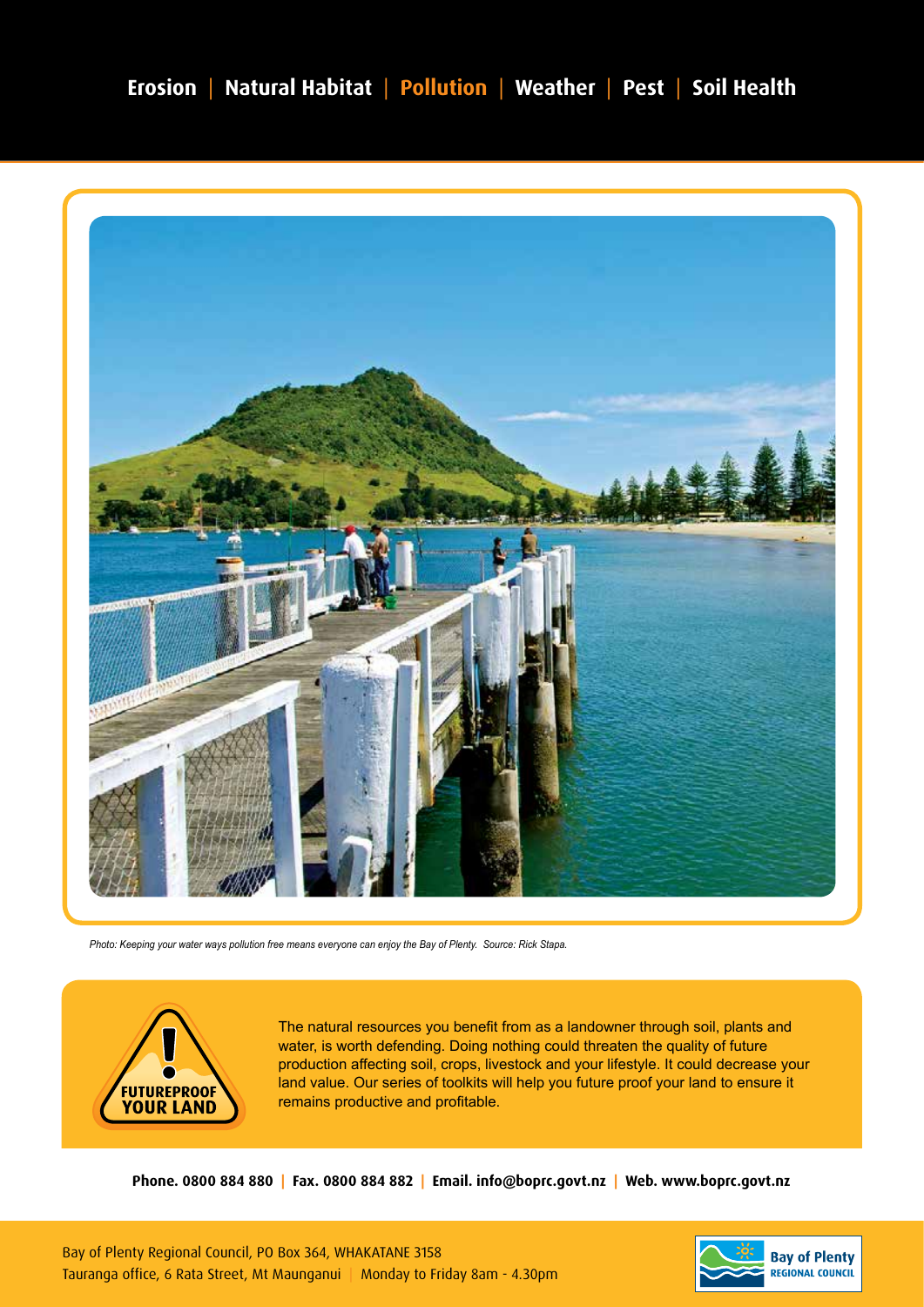Erosion | Natural Habitat | Pollution | Weather | Pest | Soil Health

*Photo: Keeping your water ways pollution free means everyone can enjoy the Bay of Plenty. Source: Rick Stapa.*

**FUTUREPROOF YOUR LAND**

The natural resources you benefit from as a landowner through soil, plants and water, is worth defending. Doing nothing could threaten the quality of future production affecting soil, crops, livestock and your lifestyle. It could decrease your land value. Our series of toolkits will help you future proof your land to ensure it remains productive and profitable.

**Phone. 0800 884 880 | Fax. 0800 884 882 | Email. info@boprc.govt.nz | Web. www.boprc.govt.nz**

Bay of Plenty Regional Council, PO Box 364, WHAKATANE 3158
Tauranga office, 6 Rata Street, Mt Maunganui | Monday to Friday 8am - 4.30pm

Bay of Plenty REGIONAL COUNCIL